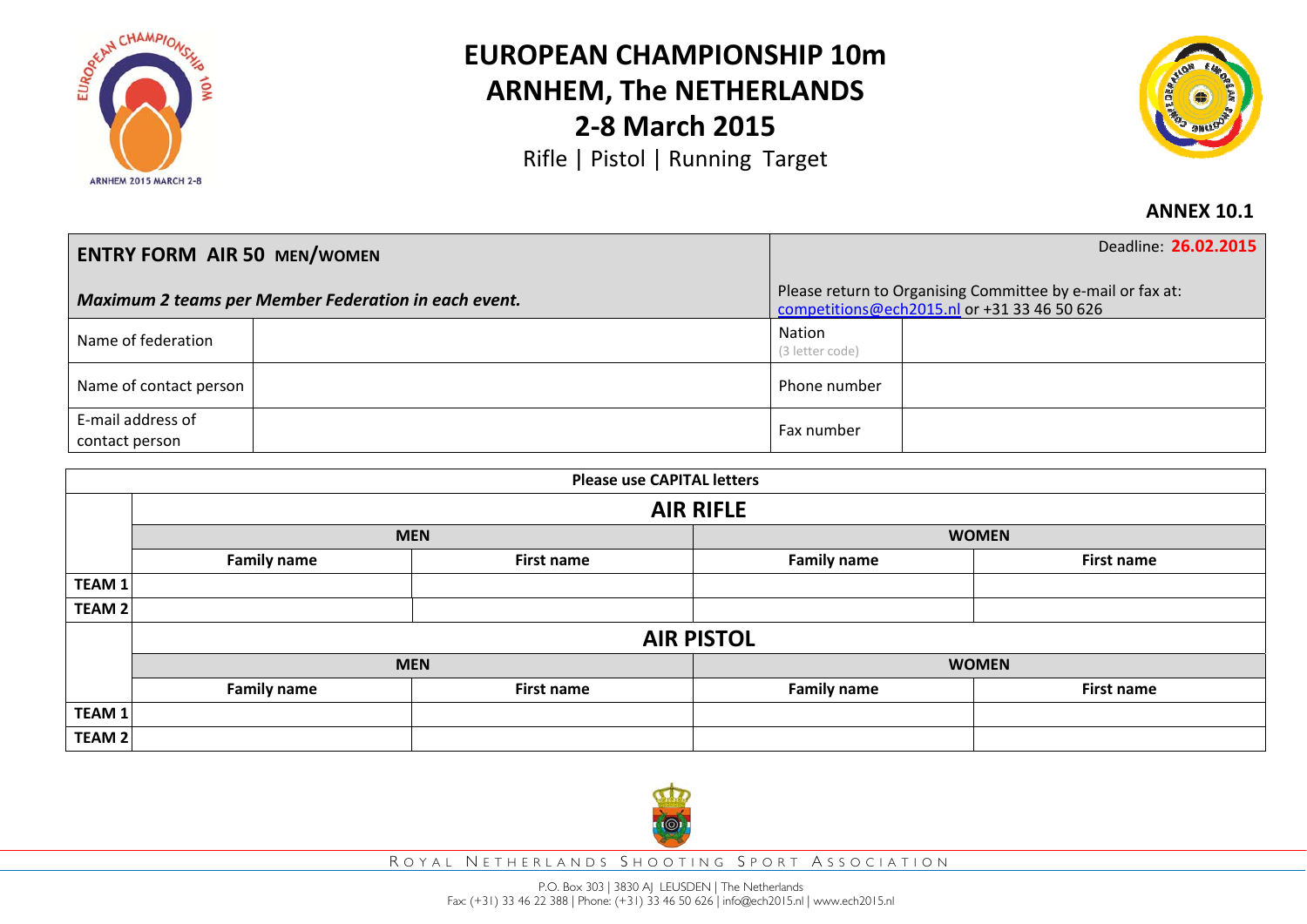# EUROPEAN CHAMPIONSHIP 10m
# ARNHEM, The NETHERLANDS
# 2-8 March 2015

Rifle | Pistol | Running Target

**ANNEX 10.1**

| **ENTRY FORM AIR 50 MEN/WOMEN** | | Deadline: **26.02.2015** | |
|---|---|---|---|
| ***Maximum 2 teams per Member Federation in each event.*** | | Please return to Organising Committee by e-mail or fax at: competitions@ech2015.nl or +31 33 46 50 626 | |
| Name of federation | | Nation (3 letter code) | |
| Name of contact person | | Phone number | |
| E-mail address of contact person | | Fax number | |

**Please use CAPITAL letters**

| | **AIR RIFLE** | | | |
|---|---|---|---|---|
| | **MEN** | | **WOMEN** | |
| | **Family name** | **First name** | **Family name** | **First name** |
| **TEAM 1** | | | | |
| **TEAM 2** | | | | |

| | **AIR PISTOL** | | | |
|---|---|---|---|---|
| | **MEN** | | **WOMEN** | |
| | **Family name** | **First name** | **Family name** | **First name** |
| **TEAM 1** | | | | |
| **TEAM 2** | | | | |

ROYAL NETHERLANDS SHOOTING SPORT ASSOCIATION

P.O. Box 303 | 3830 AJ LEUSDEN | The Netherlands
Fax: (+31) 33 46 22 388 | Phone: (+31) 33 46 50 626 | info@ech2015.nl | www.ech2015.nl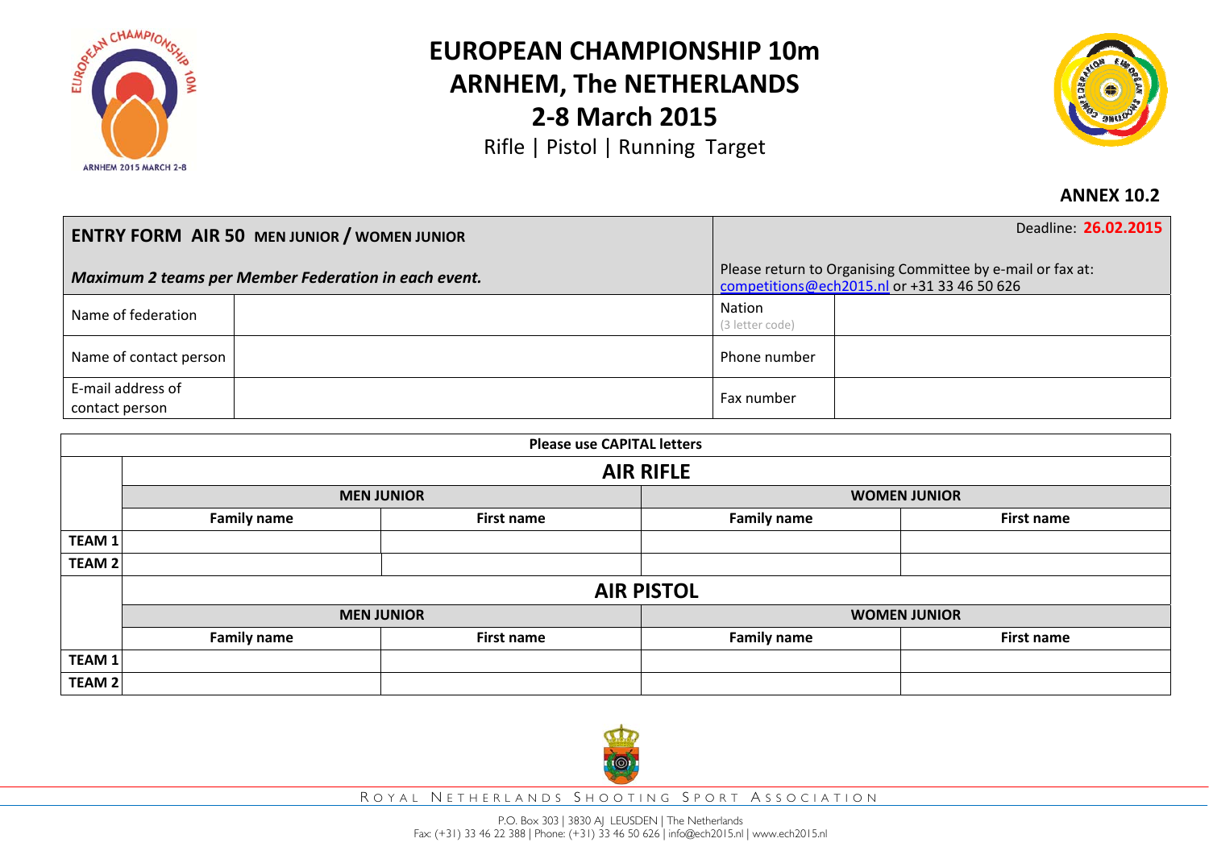# EUROPEAN CHAMPIONSHIP 10m
# ARNHEM, The NETHERLANDS
# 2-8 March 2015

Rifle | Pistol | Running Target

**ANNEX 10.2**

| **ENTRY FORM AIR 50** MEN JUNIOR / WOMEN JUNIOR | | Deadline: **26.02.2015** | |
|---|---|---|---|
| ***Maximum 2 teams per Member Federation in each event.*** | | Please return to Organising Committee by e-mail or fax at: competitions@ech2015.nl or +31 33 46 50 626 | |
| Name of federation | | Nation (3 letter code) | |
| Name of contact person | | Phone number | |
| E-mail address of contact person | | Fax number | |

**Please use CAPITAL letters**

| | **AIR RIFLE** | | | |
|---|---|---|---|---|
| | **MEN JUNIOR** | | **WOMEN JUNIOR** | |
| | **Family name** | **First name** | **Family name** | **First name** |
| **TEAM 1** | | | | |
| **TEAM 2** | | | | |

| | **AIR PISTOL** | | | |
|---|---|---|---|---|
| | **MEN JUNIOR** | | **WOMEN JUNIOR** | |
| | **Family name** | **First name** | **Family name** | **First name** |
| **TEAM 1** | | | | |
| **TEAM 2** | | | | |

ROYAL NETHERLANDS SHOOTING SPORT ASSOCIATION

P.O. Box 303 | 3830 AJ LEUSDEN | The Netherlands
Fax: (+31) 33 46 22 388 | Phone: (+31) 33 46 50 626 | info@ech2015.nl | www.ech2015.nl